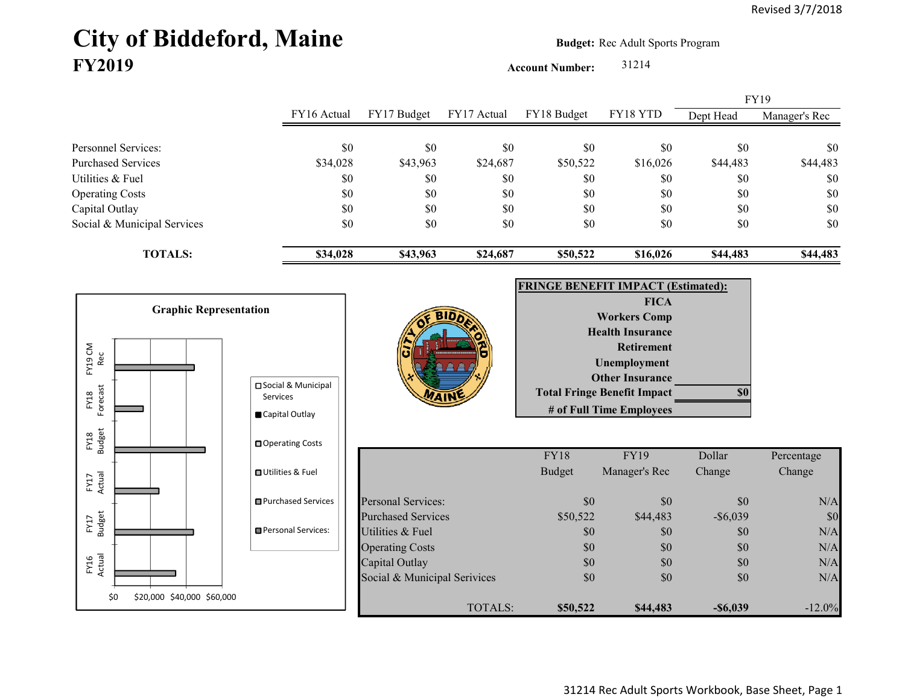Revised 3/7/2018

# City of Biddeford, Maine
## FY2019

**Budget:** Rec Adult Sports Program

**Account Number:** 31214

| | FY16 Actual | FY17 Budget | FY17 Actual | FY18 Budget | FY18 YTD | FY19 Dept Head | FY19 Manager's Rec |
|---|---|---|---|---|---|---|---|
| Personnel Services: | $0 | $0 | $0 | $0 | $0 | $0 | $0 |
| Purchased Services | $34,028 | $43,963 | $24,687 | $50,522 | $16,026 | $44,483 | $44,483 |
| Utilities & Fuel | $0 | $0 | $0 | $0 | $0 | $0 | $0 |
| Operating Costs | $0 | $0 | $0 | $0 | $0 | $0 | $0 |
| Capital Outlay | $0 | $0 | $0 | $0 | $0 | $0 | $0 |
| Social & Municipal Services | $0 | $0 | $0 | $0 | $0 | $0 | $0 |
| **TOTALS:** | **$34,028** | **$43,963** | **$24,687** | **$50,522** | **$16,026** | **$44,483** | **$44,483** |

**Graphic Representation**

| FRINGE BENEFIT IMPACT (Estimated): | |
|---|---|
| FICA | |
| Workers Comp | |
| Health Insurance | |
| Retirement | |
| Unemployment | |
| Other Insurance | |
| Total Fringe Benefit Impact | $0 |
| # of Full Time Employees | |

| | FY18 Budget | FY19 Manager's Rec | Dollar Change | Percentage Change |
|---|---|---|---|---|
| Personal Services: | $0 | $0 | $0 | N/A |
| Purchased Services | $50,522 | $44,483 | -$6,039 | $0 |
| Utilities & Fuel | $0 | $0 | $0 | N/A |
| Operating Costs | $0 | $0 | $0 | N/A |
| Capital Outlay | $0 | $0 | $0 | N/A |
| Social & Municipal Services | $0 | $0 | $0 | N/A |
| TOTALS: | **$50,522** | **$44,483** | **-$6,039** | -12.0% |

31214 Rec Adult Sports Workbook, Base Sheet, Page 1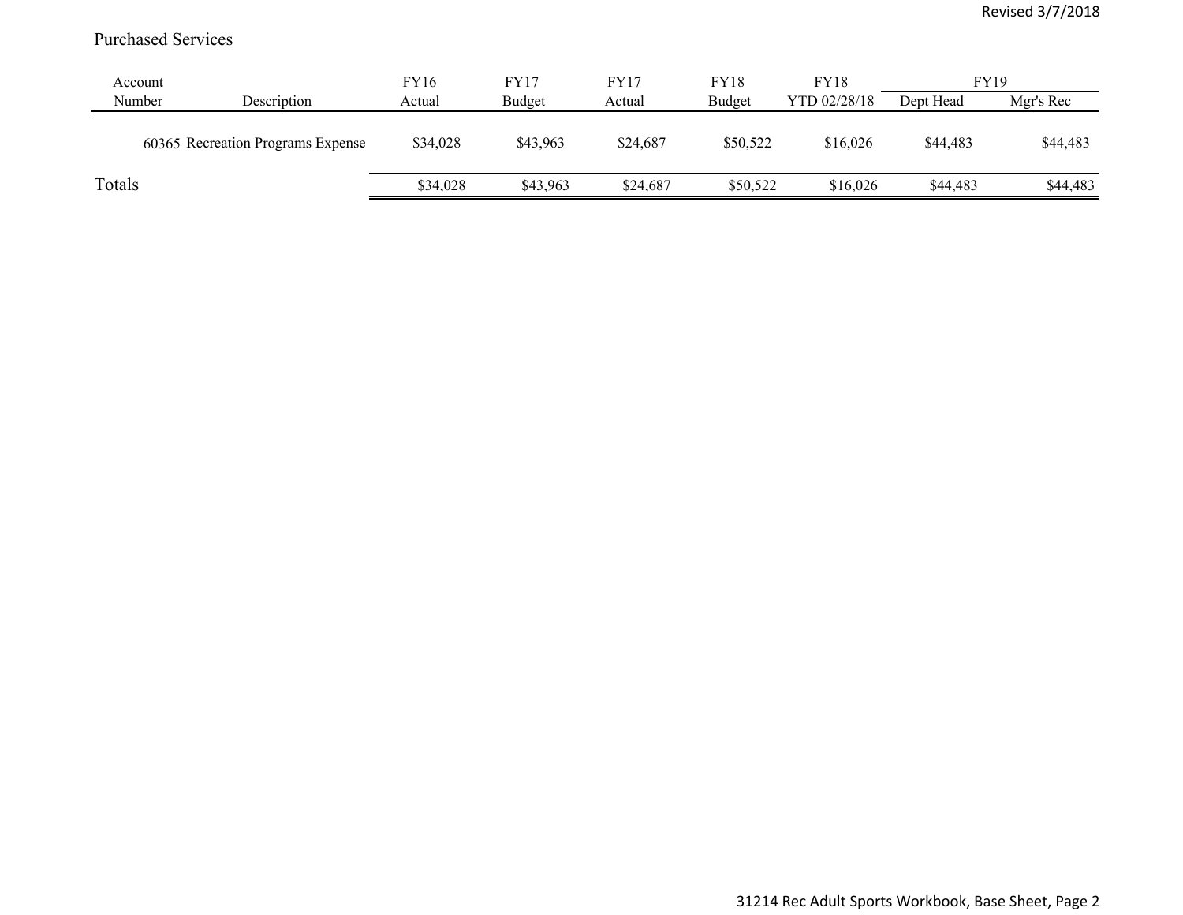Purchased Services

| Account Number | Description | FY16 Actual | FY17 Budget | FY17 Actual | FY18 Budget | FY18 YTD 02/28/18 | FY19 Dept Head | FY19 Mgr's Rec |
|---|---|---|---|---|---|---|---|---|
| 60365 | Recreation Programs Expense | $34,028 | $43,963 | $24,687 | $50,522 | $16,026 | $44,483 | $44,483 |
| Totals | | $34,028 | $43,963 | $24,687 | $50,522 | $16,026 | $44,483 | $44,483 |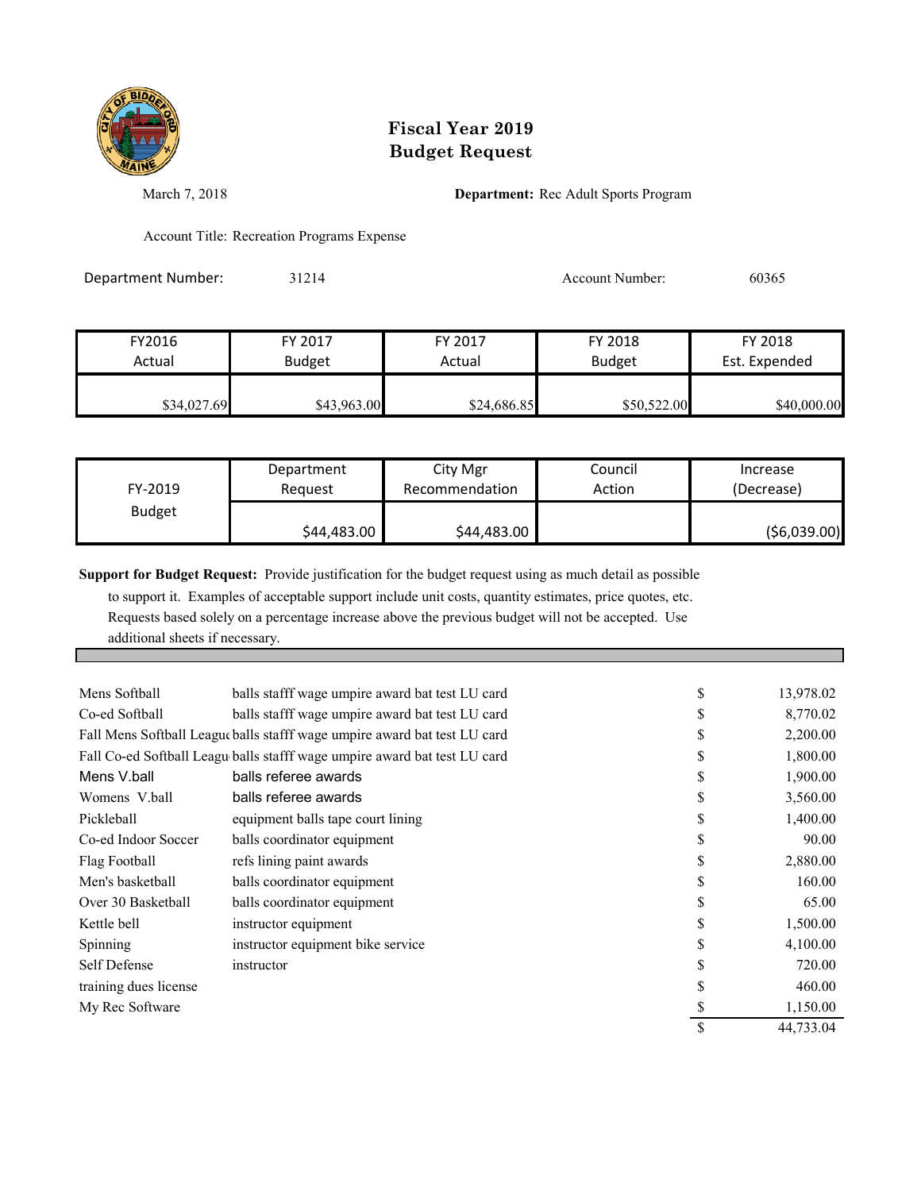# Fiscal Year 2019
# Budget Request

March 7, 2018

**Department:** Rec Adult Sports Program

Account Title: Recreation Programs Expense

Department Number: 31214

Account Number: 60365

| FY2016 Actual | FY 2017 Budget | FY 2017 Actual | FY 2018 Budget | FY 2018 Est. Expended |
|---|---|---|---|---|
| $34,027.69 | $43,963.00 | $24,686.85 | $50,522.00 | $40,000.00 |

| FY-2019 Budget | Department Request | City Mgr Recommendation | Council Action | Increase (Decrease) |
|---|---|---|---|---|
| | $44,483.00 | $44,483.00 | | ($6,039.00) |

**Support for Budget Request:** Provide justification for the budget request using as much detail as possible to support it. Examples of acceptable support include unit costs, quantity estimates, price quotes, etc. Requests based solely on a percentage increase above the previous budget will not be accepted. Use additional sheets if necessary.

| | | | |
|---|---|---|---|
| Mens Softball | balls stafff wage umpire award bat test LU card | $ | 13,978.02 |
| Co-ed Softball | balls stafff wage umpire award bat test LU card | $ | 8,770.02 |
| Fall Mens Softball League | balls stafff wage umpire award bat test LU card | $ | 2,200.00 |
| Fall Co-ed Softball League | balls stafff wage umpire award bat test LU card | $ | 1,800.00 |
| Mens V.ball | balls referee awards | $ | 1,900.00 |
| Womens V.ball | balls referee awards | $ | 3,560.00 |
| Pickleball | equipment balls tape court lining | $ | 1,400.00 |
| Co-ed Indoor Soccer | balls coordinator equipment | $ | 90.00 |
| Flag Football | refs lining paint awards | $ | 2,880.00 |
| Men's basketball | balls coordinator equipment | $ | 160.00 |
| Over 30 Basketball | balls coordinator equipment | $ | 65.00 |
| Kettle bell | instructor equipment | $ | 1,500.00 |
| Spinning | instructor equipment bike service | $ | 4,100.00 |
| Self Defense | instructor | $ | 720.00 |
| training dues license | | $ | 460.00 |
| My Rec Software | | $ | 1,150.00 |
| | | $ | 44,733.04 |